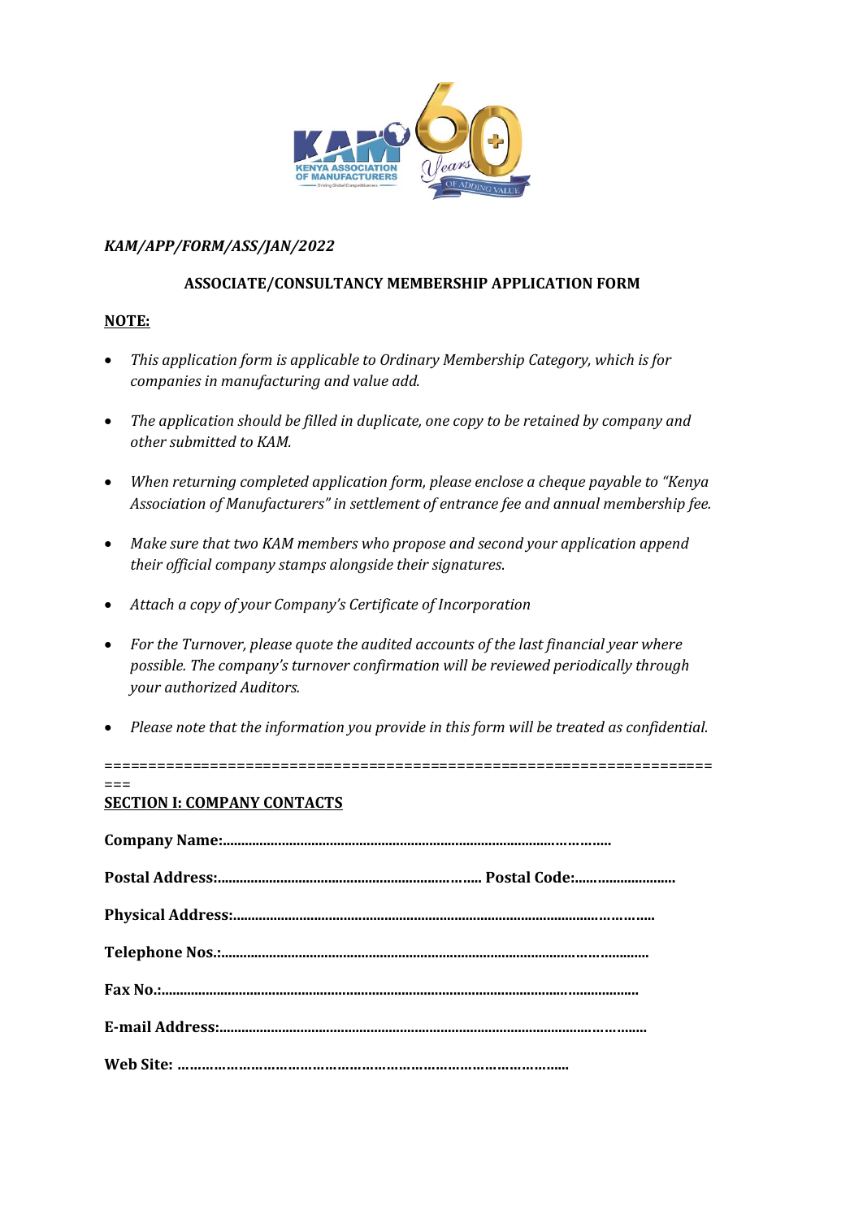*KAM/APP/FORM/ASS/JAN/2022*

**ASSOCIATE/CONSULTANCY MEMBERSHIP APPLICATION FORM**

**NOTE:**

- *This application form is applicable to Ordinary Membership Category, which is for companies in manufacturing and value add.*
- *The application should be filled in duplicate, one copy to be retained by company and other submitted to KAM.*
- *When returning completed application form, please enclose a cheque payable to "Kenya Association of Manufacturers" in settlement of entrance fee and annual membership fee.*
- *Make sure that two KAM members who propose and second your application append their official company stamps alongside their signatures.*
- *Attach a copy of your Company's Certificate of Incorporation*
- *For the Turnover, please quote the audited accounts of the last financial year where possible. The company's turnover confirmation will be reviewed periodically through your authorized Auditors.*
- *Please note that the information you provide in this form will be treated as confidential.*

===================================================================

**SECTION I: COMPANY CONTACTS**

**Company Name:**.......................................................................................................

**Postal Address:**......................................................................... **Postal Code:**............................

**Physical Address:**..........................................................................................................

**Telephone Nos.:**..............................................................................................................

**Fax No.:**..............................................................................................................................

**E-mail Address:**...............................................................................................................

**Web Site:** ..........................................................................................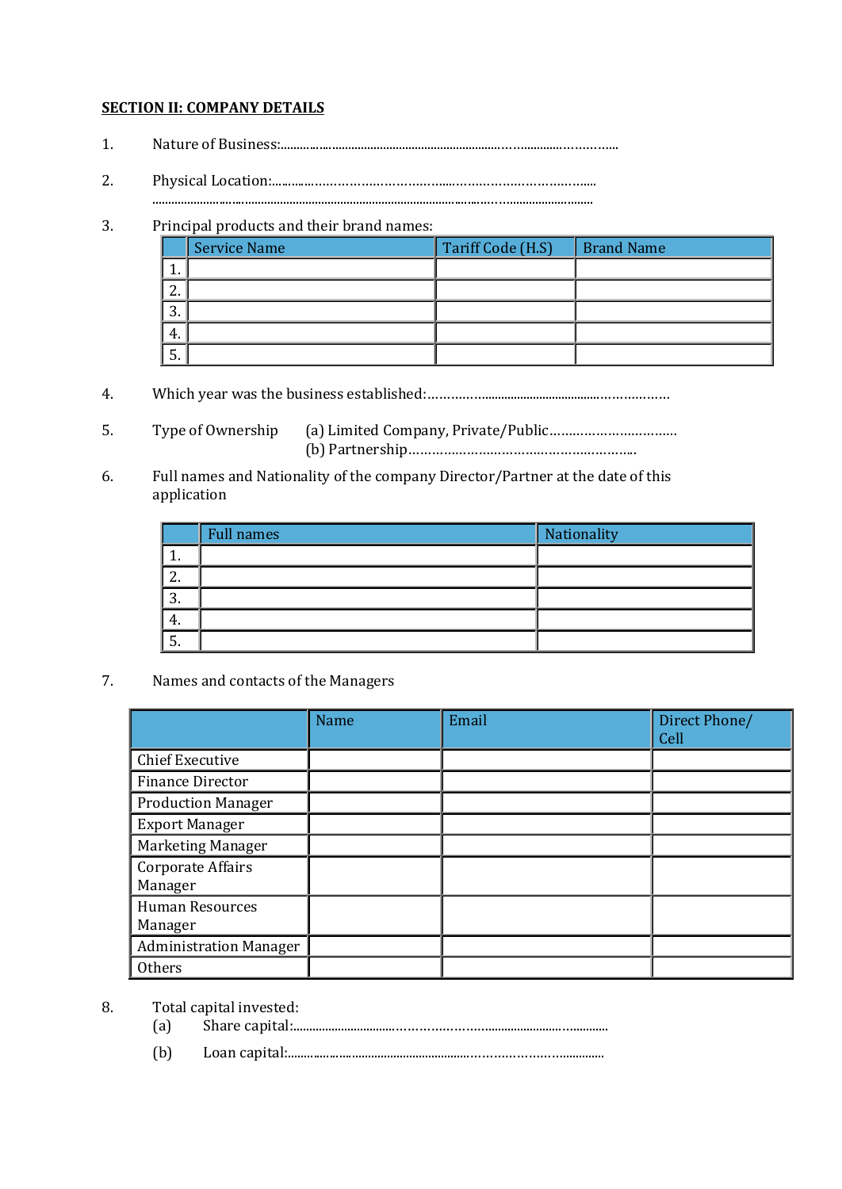**SECTION II: COMPANY DETAILS**

1. Nature of Business:..........................................................................................................

2. Physical Location:..........................................................................................................
.....................................................................................................................................

3. Principal products and their brand names:

| | Service Name | Tariff Code (H.S) | Brand Name |
|---|---|---|---|
| 1. | | | |
| 2. | | | |
| 3. | | | |
| 4. | | | |
| 5. | | | |

4. Which year was the business established:...........................................................................

5. Type of Ownership (a) Limited Company, Private/Public.................................
(b) Partnership.........................................................

6. Full names and Nationality of the company Director/Partner at the date of this application

| | Full names | Nationality |
|---|---|---|
| 1. | | |
| 2. | | |
| 3. | | |
| 4. | | |
| 5. | | |

7. Names and contacts of the Managers

| | Name | Email | Direct Phone/ Cell |
|---|---|---|---|
| Chief Executive | | | |
| Finance Director | | | |
| Production Manager | | | |
| Export Manager | | | |
| Marketing Manager | | | |
| Corporate Affairs Manager | | | |
| Human Resources Manager | | | |
| Administration Manager | | | |
| Others | | | |

8. Total capital invested:
   (a) Share capital:..........................................................................................
   (b) Loan capital:..........................................................................................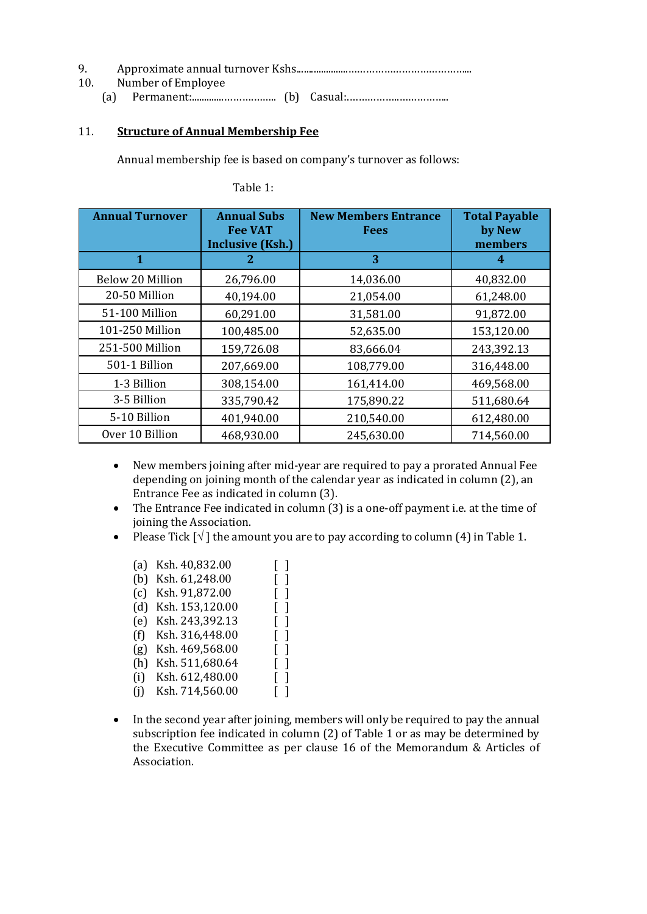9. Approximate annual turnover Kshs.........................................................................

10. Number of Employee

    (a) Permanent:................................ (b) Casual:.....................................

11. **Structure of Annual Membership Fee**

Annual membership fee is based on company's turnover as follows:

Table 1:

| Annual Turnover | Annual Subs Fee VAT Inclusive (Ksh.) | New Members Entrance Fees | Total Payable by New members |
|---|---|---|---|
| 1 | 2 | 3 | 4 |
| Below 20 Million | 26,796.00 | 14,036.00 | 40,832.00 |
| 20-50 Million | 40,194.00 | 21,054.00 | 61,248.00 |
| 51-100 Million | 60,291.00 | 31,581.00 | 91,872.00 |
| 101-250 Million | 100,485.00 | 52,635.00 | 153,120.00 |
| 251-500 Million | 159,726.08 | 83,666.04 | 243,392.13 |
| 501-1 Billion | 207,669.00 | 108,779.00 | 316,448.00 |
| 1-3 Billion | 308,154.00 | 161,414.00 | 469,568.00 |
| 3-5 Billion | 335,790.42 | 175,890.22 | 511,680.64 |
| 5-10 Billion | 401,940.00 | 210,540.00 | 612,480.00 |
| Over 10 Billion | 468,930.00 | 245,630.00 | 714,560.00 |

- New members joining after mid-year are required to pay a prorated Annual Fee depending on joining month of the calendar year as indicated in column (2), an Entrance Fee as indicated in column (3).
- The Entrance Fee indicated in column (3) is a one-off payment i.e. at the time of joining the Association.
- Please Tick [√] the amount you are to pay according to column (4) in Table 1.

    (a) Ksh. 40,832.00 [ ]
    (b) Ksh. 61,248.00 [ ]
    (c) Ksh. 91,872.00 [ ]
    (d) Ksh. 153,120.00 [ ]
    (e) Ksh. 243,392.13 [ ]
    (f) Ksh. 316,448.00 [ ]
    (g) Ksh. 469,568.00 [ ]
    (h) Ksh. 511,680.64 [ ]
    (i) Ksh. 612,480.00 [ ]
    (j) Ksh. 714,560.00 [ ]

- In the second year after joining, members will only be required to pay the annual subscription fee indicated in column (2) of Table 1 or as may be determined by the Executive Committee as per clause 16 of the Memorandum & Articles of Association.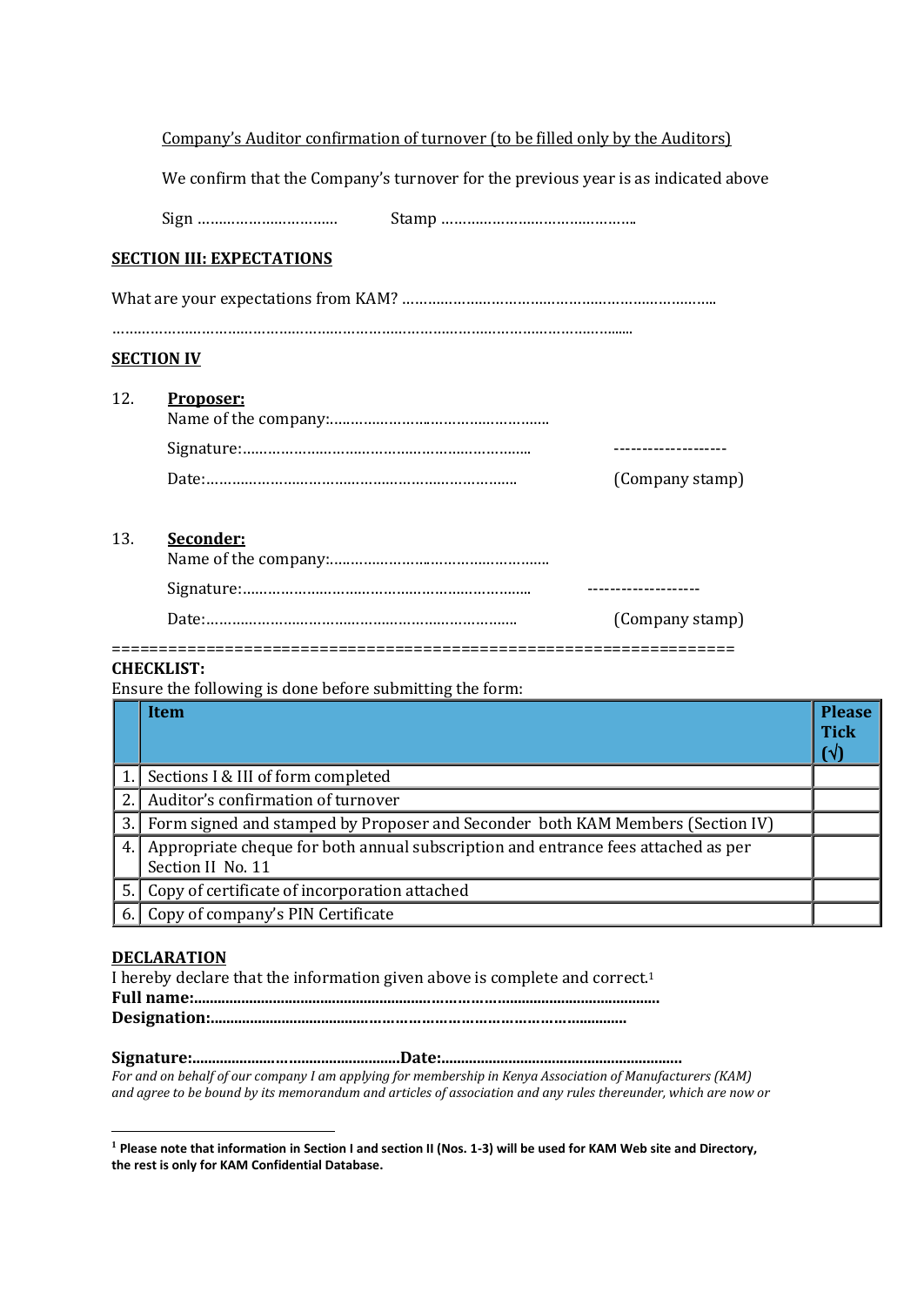Company's Auditor confirmation of turnover (to be filled only by the Auditors)

We confirm that the Company's turnover for the previous year is as indicated above

Sign ……………………………  Stamp ………………………………………..

**SECTION III: EXPECTATIONS**

What are your expectations from KAM? …………………………………………………………………..

…………………………………………………………………………………………………………......

**SECTION IV**

12. **Proposer:**
    Name of the company:……………………………………………..
    Signature:…………………………………………………………….  -------------------
    Date:………………………………………………………………….  (Company stamp)

13. **Seconder:**
    Name of the company:……………………………………………..
    Signature:…………………………………………………………….  -------------------
    Date:………………………………………………………………….  (Company stamp)

=================================================================

**CHECKLIST:**

Ensure the following is done before submitting the form:

| | Item | Please Tick (√) |
|---|---|---|
| 1. | Sections I & III of form completed | |
| 2. | Auditor's confirmation of turnover | |
| 3. | Form signed and stamped by Proposer and Seconder both KAM Members (Section IV) | |
| 4. | Appropriate cheque for both annual subscription and entrance fees attached as per Section II No. 11 | |
| 5. | Copy of certificate of incorporation attached | |
| 6. | Copy of company's PIN Certificate | |

**DECLARATION**

I hereby declare that the information given above is complete and correct.[1]

**Full name:**……………………………………………………………………………………………

**Designation:**…………………………………………………………………………………

**Signature:**……………………………………………**Date:**……………………………………………………

*For and on behalf of our company I am applying for membership in Kenya Association of Manufacturers (KAM) and agree to be bound by its memorandum and articles of association and any rules thereunder, which are now or*

[1] **Please note that information in Section I and section II (Nos. 1-3) will be used for KAM Web site and Directory, the rest is only for KAM Confidential Database.**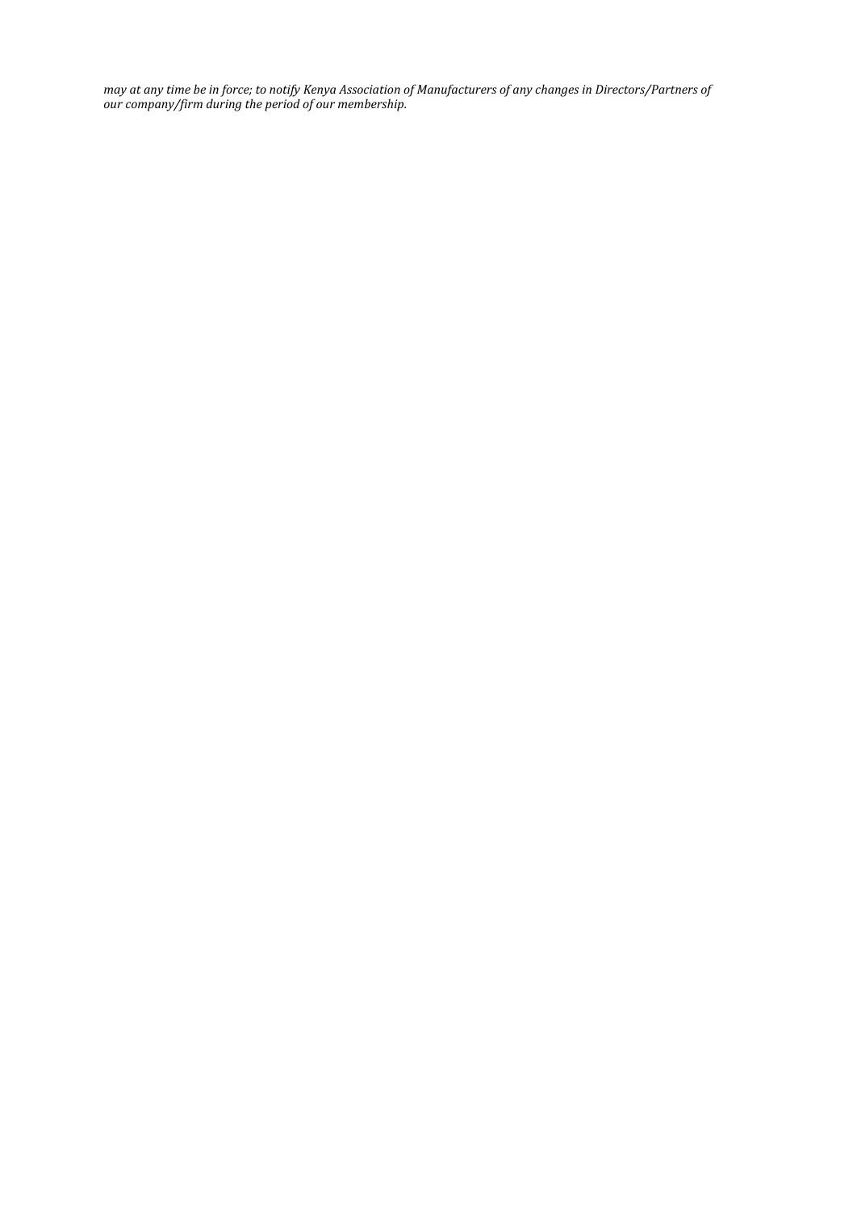*may at any time be in force; to notify Kenya Association of Manufacturers of any changes in Directors/Partners of our company/firm during the period of our membership.*